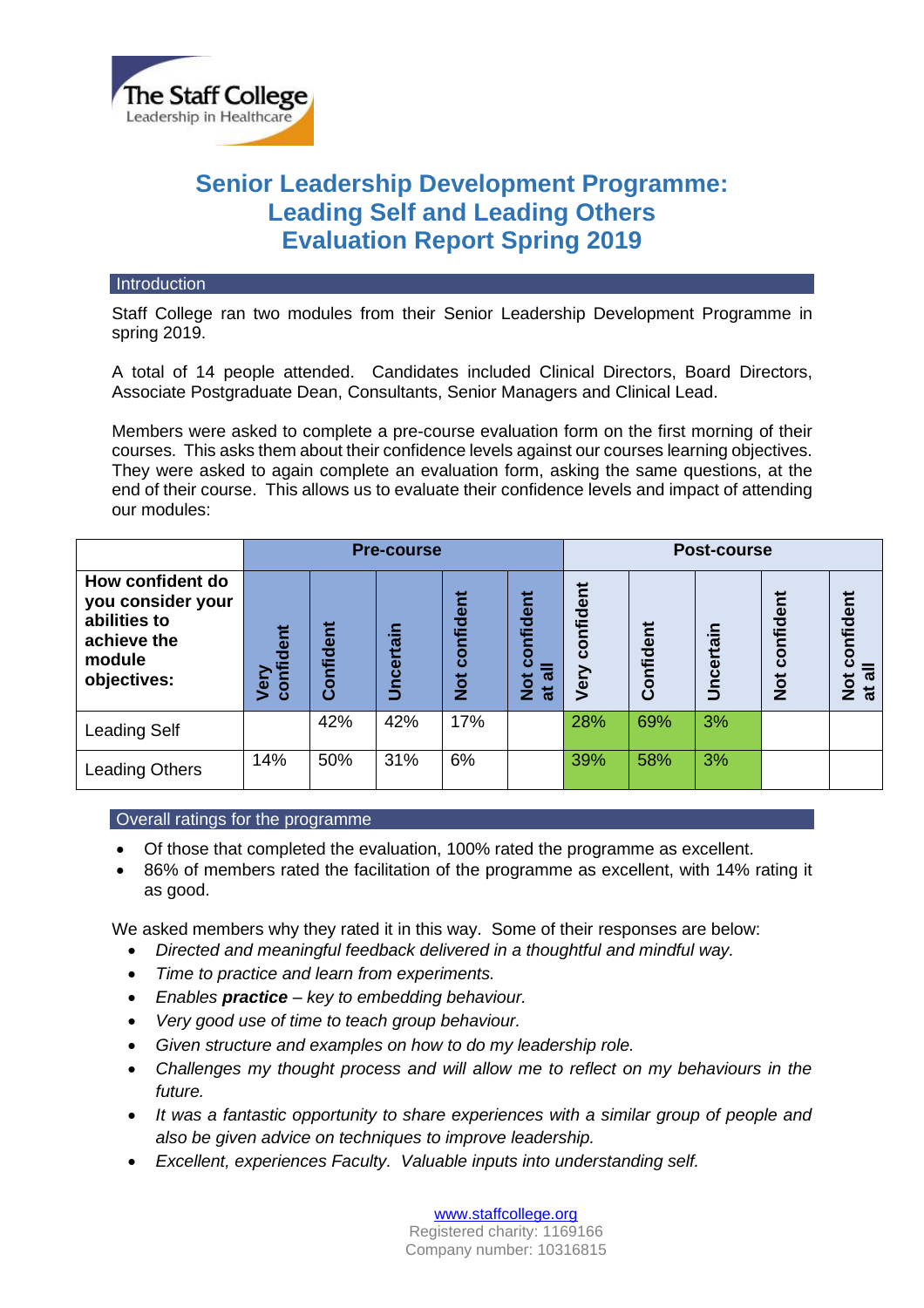The Staff College
Leadership in Healthcare

# Senior Leadership Development Programme: Leading Self and Leading Others Evaluation Report Spring 2019

## Introduction

Staff College ran two modules from their Senior Leadership Development Programme in spring 2019.

A total of 14 people attended. Candidates included Clinical Directors, Board Directors, Associate Postgraduate Dean, Consultants, Senior Managers and Clinical Lead.

Members were asked to complete a pre-course evaluation form on the first morning of their courses. This asks them about their confidence levels against our courses learning objectives. They were asked to again complete an evaluation form, asking the same questions, at the end of their course. This allows us to evaluate their confidence levels and impact of attending our modules:

| | Pre-course | | | | | Post-course | | | | |
|---|---|---|---|---|---|---|---|---|---|---|
| **How confident do you consider your abilities to achieve the module objectives:** | **Very confident** | **Confident** | **Uncertain** | **Not confident** | **Not confident at all** | **Very confident** | **Confident** | **Uncertain** | **Not confident** | **Not confident at all** |
| Leading Self | | 42% | 42% | 17% | | 28% | 69% | 3% | | |
| Leading Others | 14% | 50% | 31% | 6% | | 39% | 58% | 3% | | |

## Overall ratings for the programme

- Of those that completed the evaluation, 100% rated the programme as excellent.
- 86% of members rated the facilitation of the programme as excellent, with 14% rating it as good.

We asked members why they rated it in this way. Some of their responses are below:

- *Directed and meaningful feedback delivered in a thoughtful and mindful way.*
- *Time to practice and learn from experiments.*
- *Enables **practice** – key to embedding behaviour.*
- *Very good use of time to teach group behaviour.*
- *Given structure and examples on how to do my leadership role.*
- *Challenges my thought process and will allow me to reflect on my behaviours in the future.*
- *It was a fantastic opportunity to share experiences with a similar group of people and also be given advice on techniques to improve leadership.*
- *Excellent, experiences Faculty. Valuable inputs into understanding self.*

www.staffcollege.org
Registered charity: 1169166
Company number: 10316815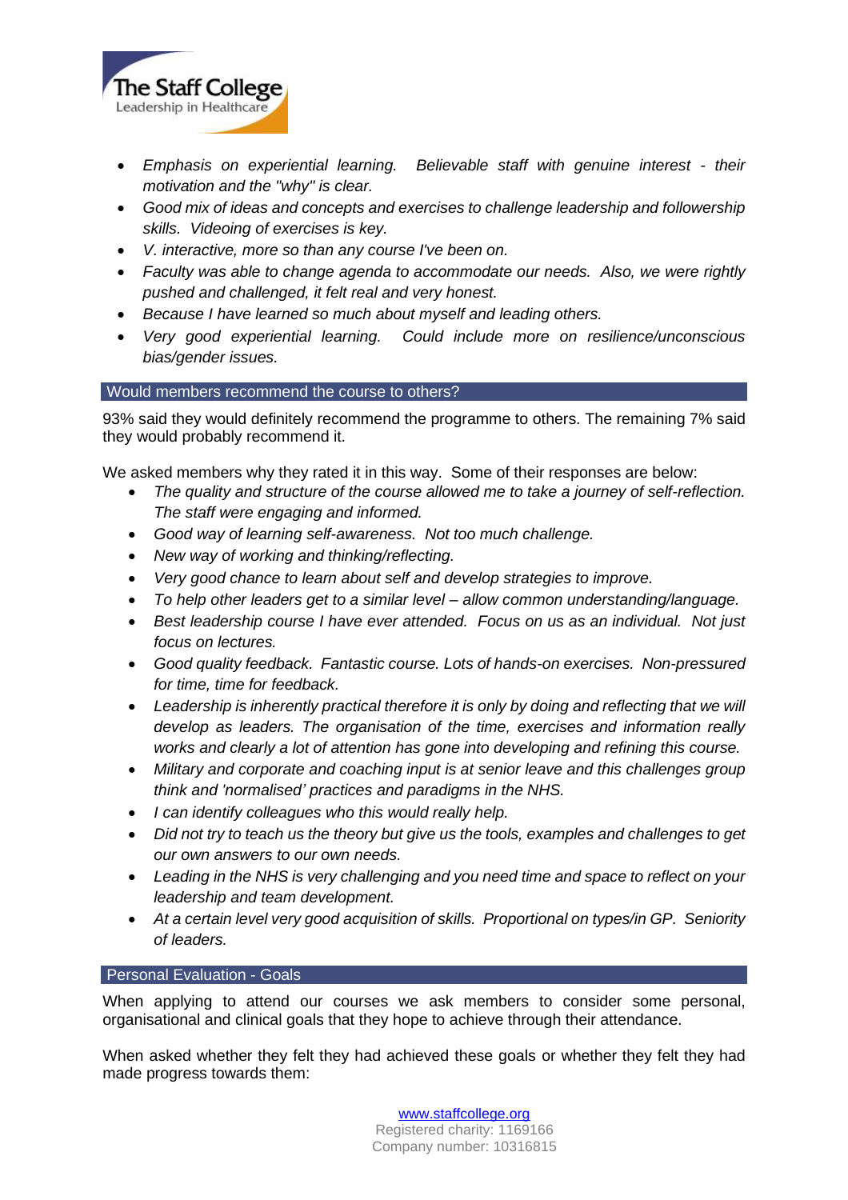- *Emphasis on experiential learning. Believable staff with genuine interest - their motivation and the "why" is clear.*
- *Good mix of ideas and concepts and exercises to challenge leadership and followership skills. Videoing of exercises is key.*
- *V. interactive, more so than any course I've been on.*
- *Faculty was able to change agenda to accommodate our needs. Also, we were rightly pushed and challenged, it felt real and very honest.*
- *Because I have learned so much about myself and leading others.*
- *Very good experiential learning. Could include more on resilience/unconscious bias/gender issues.*

## Would members recommend the course to others?

93% said they would definitely recommend the programme to others. The remaining 7% said they would probably recommend it.

We asked members why they rated it in this way. Some of their responses are below:

- *The quality and structure of the course allowed me to take a journey of self-reflection. The staff were engaging and informed.*
- *Good way of learning self-awareness. Not too much challenge.*
- *New way of working and thinking/reflecting.*
- *Very good chance to learn about self and develop strategies to improve.*
- *To help other leaders get to a similar level – allow common understanding/language.*
- *Best leadership course I have ever attended. Focus on us as an individual. Not just focus on lectures.*
- *Good quality feedback. Fantastic course. Lots of hands-on exercises. Non-pressured for time, time for feedback.*
- *Leadership is inherently practical therefore it is only by doing and reflecting that we will develop as leaders. The organisation of the time, exercises and information really works and clearly a lot of attention has gone into developing and refining this course.*
- *Military and corporate and coaching input is at senior leave and this challenges group think and 'normalised' practices and paradigms in the NHS.*
- *I can identify colleagues who this would really help.*
- *Did not try to teach us the theory but give us the tools, examples and challenges to get our own answers to our own needs.*
- *Leading in the NHS is very challenging and you need time and space to reflect on your leadership and team development.*
- *At a certain level very good acquisition of skills. Proportional on types/in GP. Seniority of leaders.*

## Personal Evaluation - Goals

When applying to attend our courses we ask members to consider some personal, organisational and clinical goals that they hope to achieve through their attendance.

When asked whether they felt they had achieved these goals or whether they felt they had made progress towards them: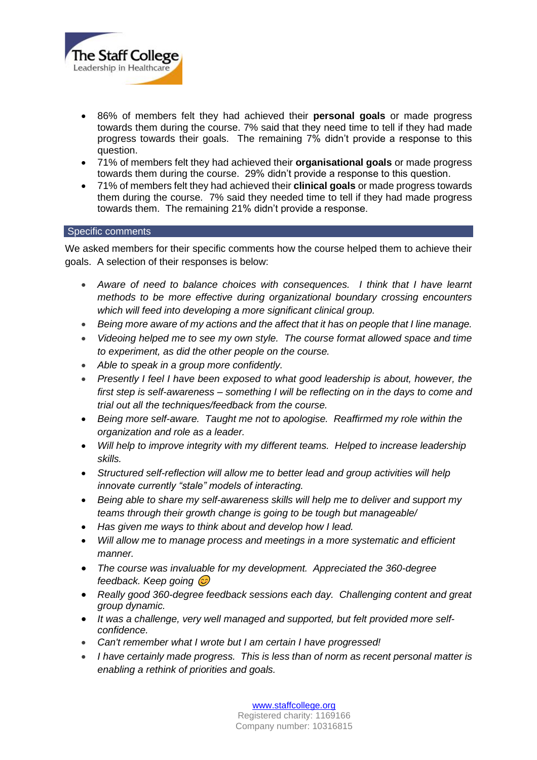- 86% of members felt they had achieved their **personal goals** or made progress towards them during the course. 7% said that they need time to tell if they had made progress towards their goals. The remaining 7% didn't provide a response to this question.
- 71% of members felt they had achieved their **organisational goals** or made progress towards them during the course. 29% didn't provide a response to this question.
- 71% of members felt they had achieved their **clinical goals** or made progress towards them during the course. 7% said they needed time to tell if they had made progress towards them. The remaining 21% didn't provide a response.

## Specific comments

We asked members for their specific comments how the course helped them to achieve their goals. A selection of their responses is below:

- *Aware of need to balance choices with consequences. I think that I have learnt methods to be more effective during organizational boundary crossing encounters which will feed into developing a more significant clinical group.*
- *Being more aware of my actions and the affect that it has on people that I line manage.*
- *Videoing helped me to see my own style. The course format allowed space and time to experiment, as did the other people on the course.*
- *Able to speak in a group more confidently.*
- *Presently I feel I have been exposed to what good leadership is about, however, the first step is self-awareness – something I will be reflecting on in the days to come and trial out all the techniques/feedback from the course.*
- *Being more self-aware. Taught me not to apologise. Reaffirmed my role within the organization and role as a leader.*
- *Will help to improve integrity with my different teams. Helped to increase leadership skills.*
- *Structured self-reflection will allow me to better lead and group activities will help innovate currently "stale" models of interacting.*
- *Being able to share my self-awareness skills will help me to deliver and support my teams through their growth change is going to be tough but manageable/*
- *Has given me ways to think about and develop how I lead.*
- *Will allow me to manage process and meetings in a more systematic and efficient manner.*
- *The course was invaluable for my development. Appreciated the 360-degree feedback. Keep going* 😊
- *Really good 360-degree feedback sessions each day. Challenging content and great group dynamic.*
- *It was a challenge, very well managed and supported, but felt provided more self-confidence.*
- *Can't remember what I wrote but I am certain I have progressed!*
- *I have certainly made progress. This is less than of norm as recent personal matter is enabling a rethink of priorities and goals.*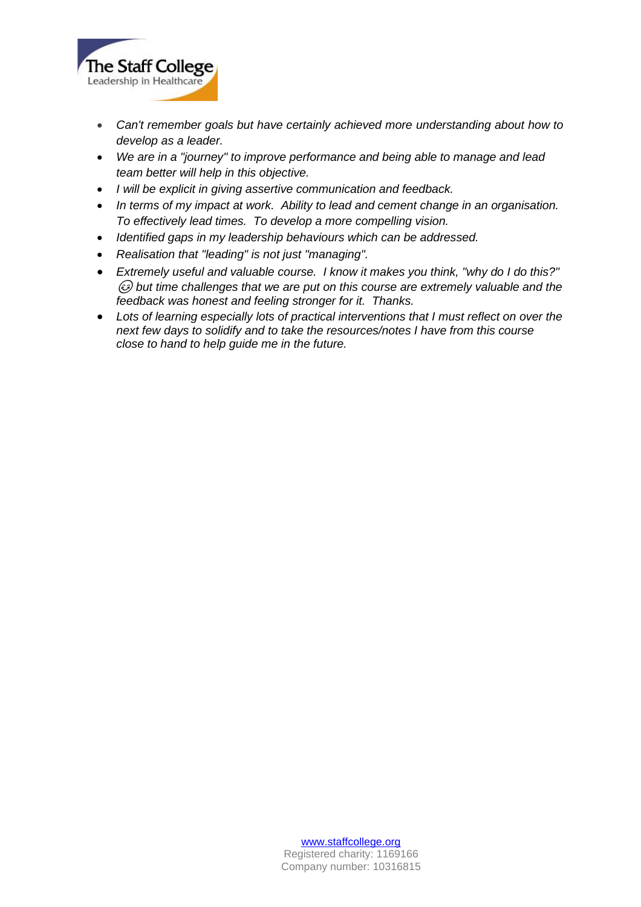- *Can't remember goals but have certainly achieved more understanding about how to develop as a leader.*
- *We are in a "journey" to improve performance and being able to manage and lead team better will help in this objective.*
- *I will be explicit in giving assertive communication and feedback.*
- *In terms of my impact at work. Ability to lead and cement change in an organisation. To effectively lead times. To develop a more compelling vision.*
- *Identified gaps in my leadership behaviours which can be addressed.*
- *Realisation that "leading" is not just "managing".*
- *Extremely useful and valuable course. I know it makes you think, "why do I do this?" 😉 but time challenges that we are put on this course are extremely valuable and the feedback was honest and feeling stronger for it. Thanks.*
- *Lots of learning especially lots of practical interventions that I must reflect on over the next few days to solidify and to take the resources/notes I have from this course close to hand to help guide me in the future.*